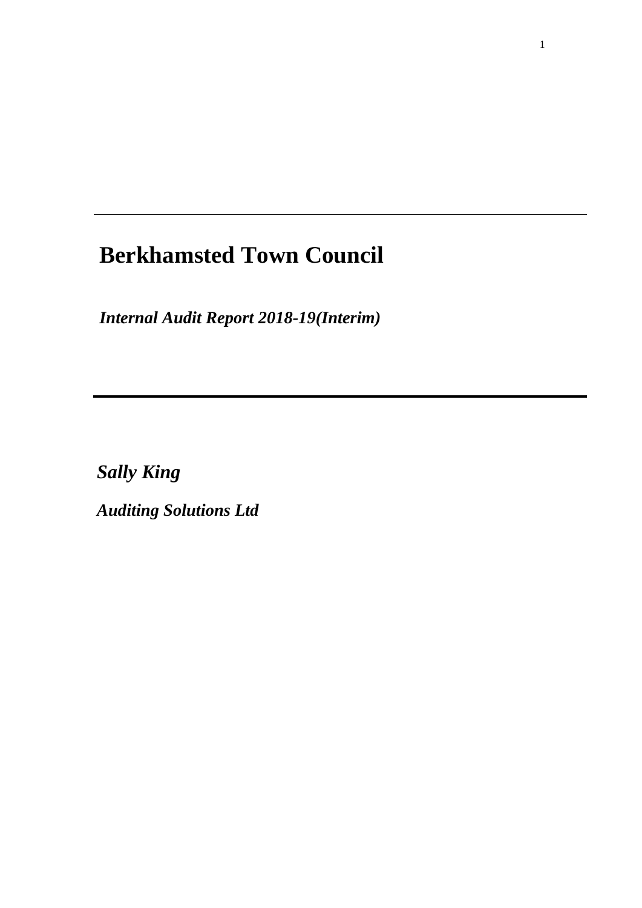# Berkhamsted Town Council

***Internal Audit Report 2018-19(Interim)***

***Sally King***

***Auditing Solutions Ltd***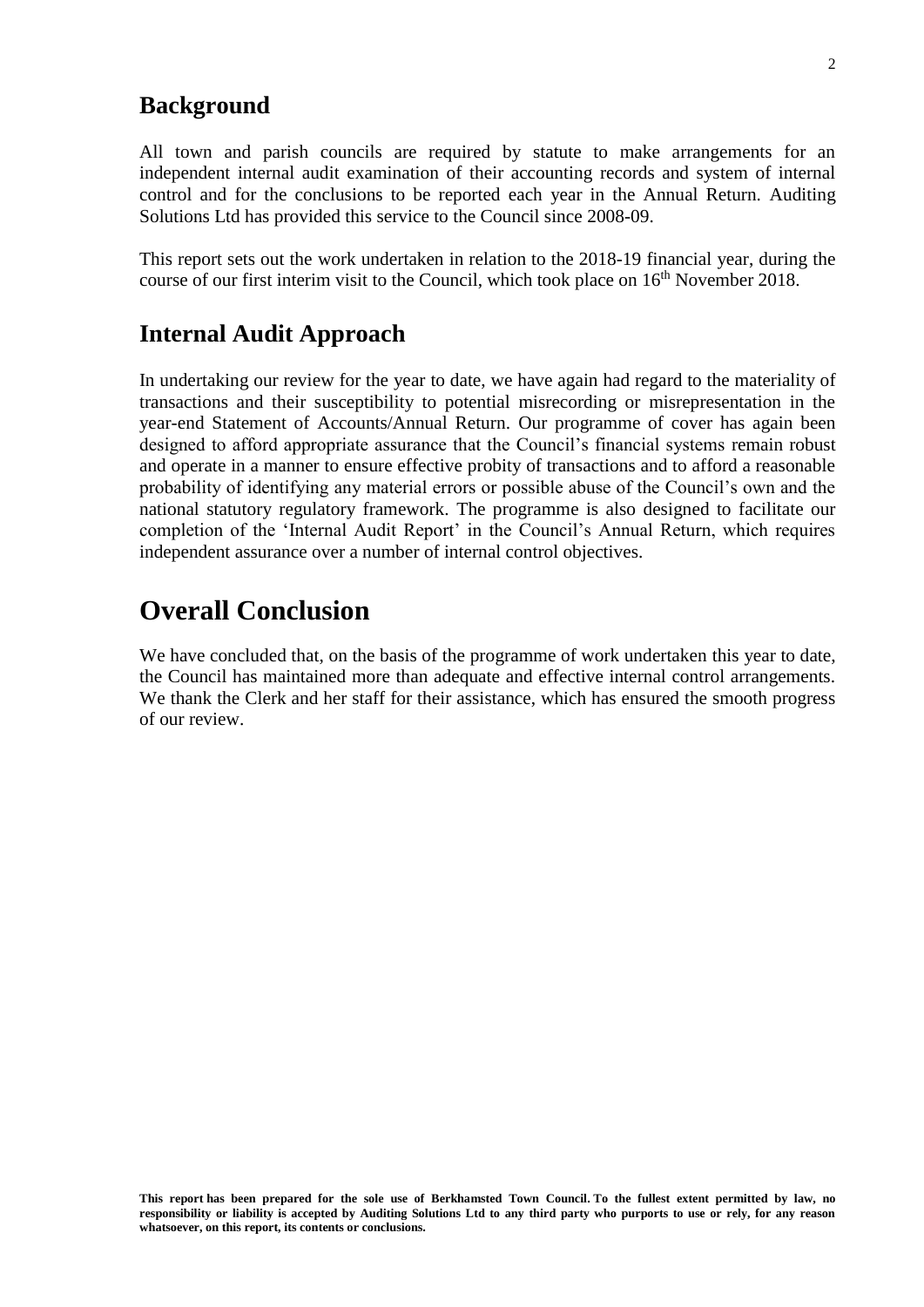## Background

All town and parish councils are required by statute to make arrangements for an independent internal audit examination of their accounting records and system of internal control and for the conclusions to be reported each year in the Annual Return. Auditing Solutions Ltd has provided this service to the Council since 2008-09.

This report sets out the work undertaken in relation to the 2018-19 financial year, during the course of our first interim visit to the Council, which took place on 16th November 2018.

## Internal Audit Approach

In undertaking our review for the year to date, we have again had regard to the materiality of transactions and their susceptibility to potential misrecording or misrepresentation in the year-end Statement of Accounts/Annual Return. Our programme of cover has again been designed to afford appropriate assurance that the Council's financial systems remain robust and operate in a manner to ensure effective probity of transactions and to afford a reasonable probability of identifying any material errors or possible abuse of the Council's own and the national statutory regulatory framework. The programme is also designed to facilitate our completion of the 'Internal Audit Report' in the Council's Annual Return, which requires independent assurance over a number of internal control objectives.

# Overall Conclusion

We have concluded that, on the basis of the programme of work undertaken this year to date, the Council has maintained more than adequate and effective internal control arrangements. We thank the Clerk and her staff for their assistance, which has ensured the smooth progress of our review.

**This report has been prepared for the sole use of Berkhamsted Town Council. To the fullest extent permitted by law, no responsibility or liability is accepted by Auditing Solutions Ltd to any third party who purports to use or rely, for any reason whatsoever, on this report, its contents or conclusions.**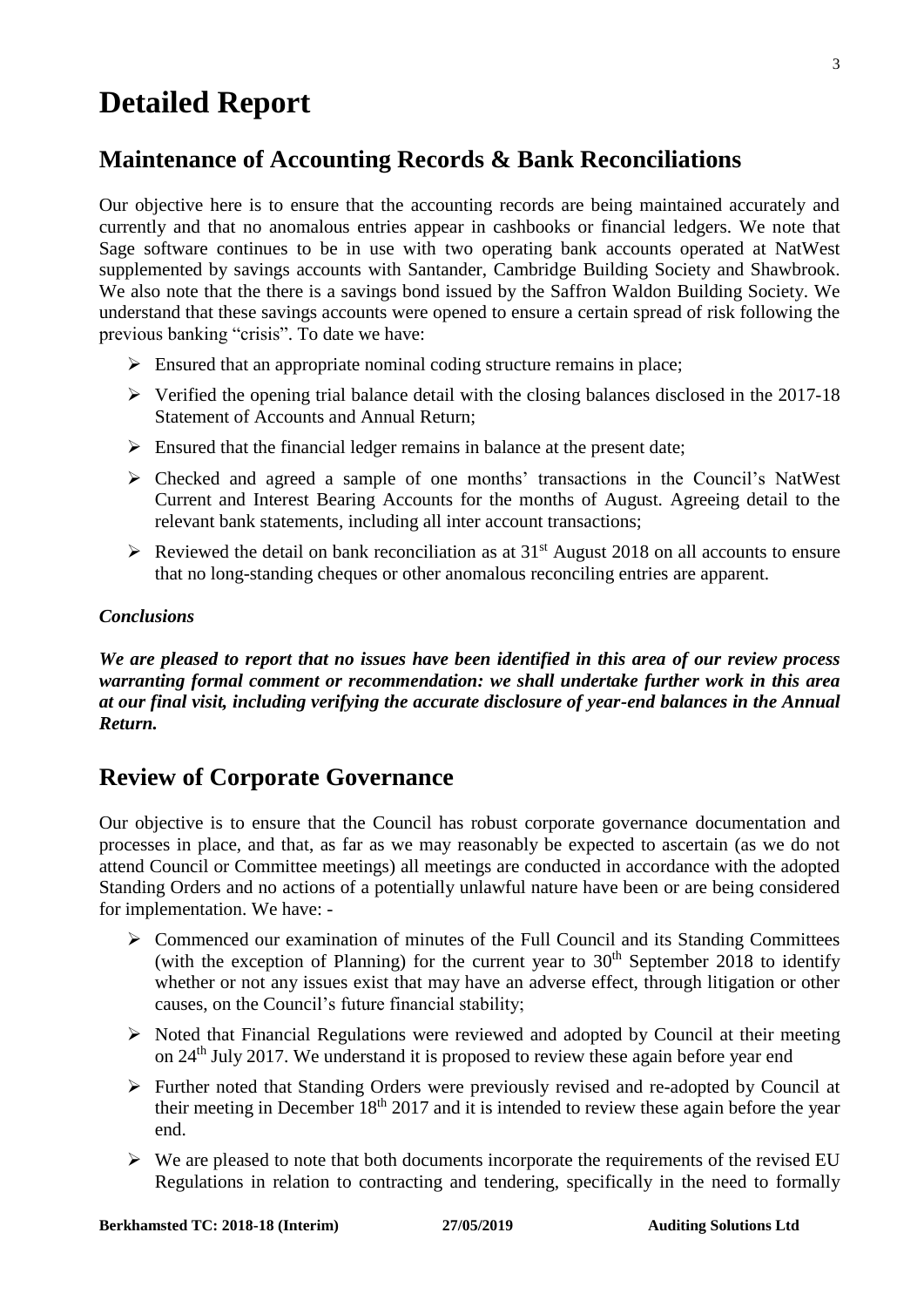# Detailed Report

## Maintenance of Accounting Records & Bank Reconciliations

Our objective here is to ensure that the accounting records are being maintained accurately and currently and that no anomalous entries appear in cashbooks or financial ledgers. We note that Sage software continues to be in use with two operating bank accounts operated at NatWest supplemented by savings accounts with Santander, Cambridge Building Society and Shawbrook. We also note that the there is a savings bond issued by the Saffron Waldon Building Society. We understand that these savings accounts were opened to ensure a certain spread of risk following the previous banking "crisis". To date we have:

- Ensured that an appropriate nominal coding structure remains in place;
- Verified the opening trial balance detail with the closing balances disclosed in the 2017-18 Statement of Accounts and Annual Return;
- Ensured that the financial ledger remains in balance at the present date;
- Checked and agreed a sample of one months' transactions in the Council's NatWest Current and Interest Bearing Accounts for the months of August. Agreeing detail to the relevant bank statements, including all inter account transactions;
- Reviewed the detail on bank reconciliation as at 31st August 2018 on all accounts to ensure that no long-standing cheques or other anomalous reconciling entries are apparent.

### *Conclusions*

***We are pleased to report that no issues have been identified in this area of our review process warranting formal comment or recommendation: we shall undertake further work in this area at our final visit, including verifying the accurate disclosure of year-end balances in the Annual Return.***

## Review of Corporate Governance

Our objective is to ensure that the Council has robust corporate governance documentation and processes in place, and that, as far as we may reasonably be expected to ascertain (as we do not attend Council or Committee meetings) all meetings are conducted in accordance with the adopted Standing Orders and no actions of a potentially unlawful nature have been or are being considered for implementation. We have: -

- Commenced our examination of minutes of the Full Council and its Standing Committees (with the exception of Planning) for the current year to 30th September 2018 to identify whether or not any issues exist that may have an adverse effect, through litigation or other causes, on the Council's future financial stability;
- Noted that Financial Regulations were reviewed and adopted by Council at their meeting on 24th July 2017. We understand it is proposed to review these again before year end
- Further noted that Standing Orders were previously revised and re-adopted by Council at their meeting in December 18th 2017 and it is intended to review these again before the year end.
- We are pleased to note that both documents incorporate the requirements of the revised EU Regulations in relation to contracting and tendering, specifically in the need to formally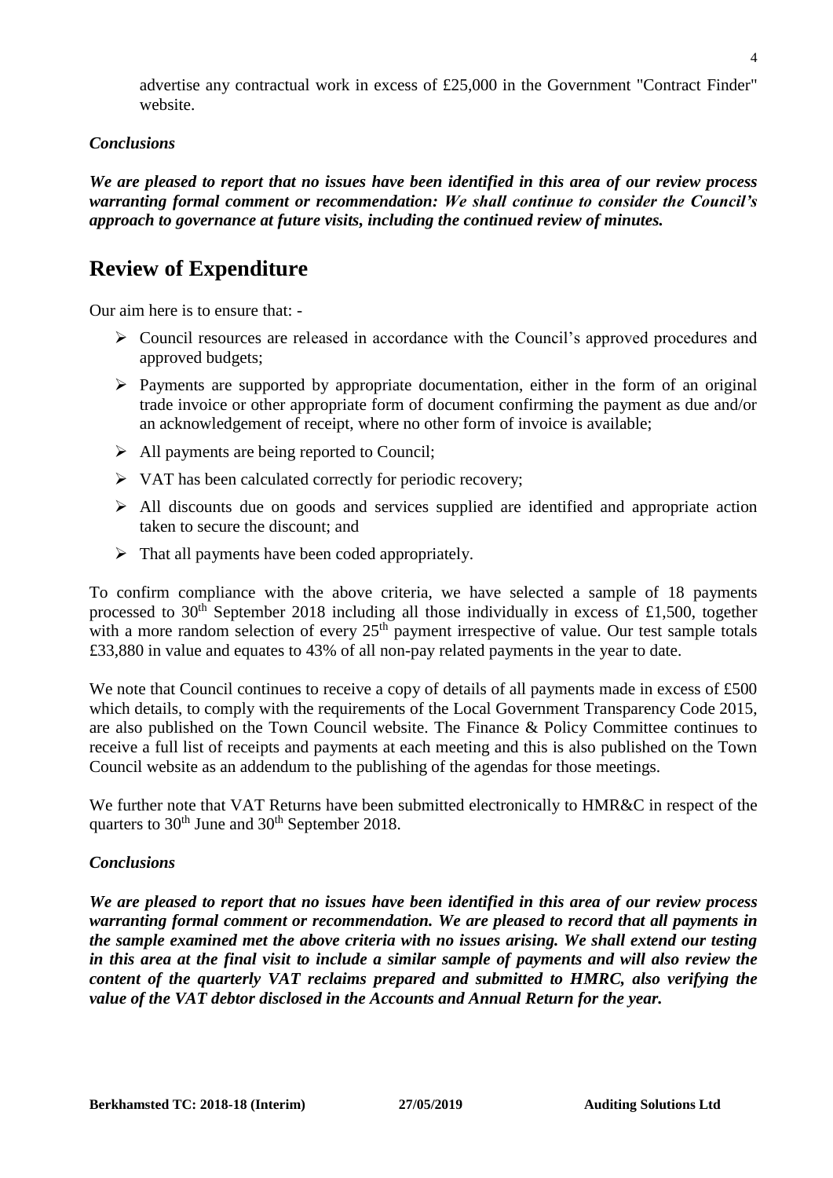advertise any contractual work in excess of £25,000 in the Government "Contract Finder" website.

### *Conclusions*

***We are pleased to report that no issues have been identified in this area of our review process warranting formal comment or recommendation: We shall continue to consider the Council's approach to governance at future visits, including the continued review of minutes.***

## Review of Expenditure

Our aim here is to ensure that: -

- Council resources are released in accordance with the Council's approved procedures and approved budgets;
- Payments are supported by appropriate documentation, either in the form of an original trade invoice or other appropriate form of document confirming the payment as due and/or an acknowledgement of receipt, where no other form of invoice is available;
- All payments are being reported to Council;
- VAT has been calculated correctly for periodic recovery;
- All discounts due on goods and services supplied are identified and appropriate action taken to secure the discount; and
- That all payments have been coded appropriately.

To confirm compliance with the above criteria, we have selected a sample of 18 payments processed to 30th September 2018 including all those individually in excess of £1,500, together with a more random selection of every 25th payment irrespective of value. Our test sample totals £33,880 in value and equates to 43% of all non-pay related payments in the year to date.

We note that Council continues to receive a copy of details of all payments made in excess of £500 which details, to comply with the requirements of the Local Government Transparency Code 2015, are also published on the Town Council website. The Finance & Policy Committee continues to receive a full list of receipts and payments at each meeting and this is also published on the Town Council website as an addendum to the publishing of the agendas for those meetings.

We further note that VAT Returns have been submitted electronically to HMR&C in respect of the quarters to 30th June and 30th September 2018.

### *Conclusions*

***We are pleased to report that no issues have been identified in this area of our review process warranting formal comment or recommendation. We are pleased to record that all payments in the sample examined met the above criteria with no issues arising. We shall extend our testing in this area at the final visit to include a similar sample of payments and will also review the content of the quarterly VAT reclaims prepared and submitted to HMRC, also verifying the value of the VAT debtor disclosed in the Accounts and Annual Return for the year.***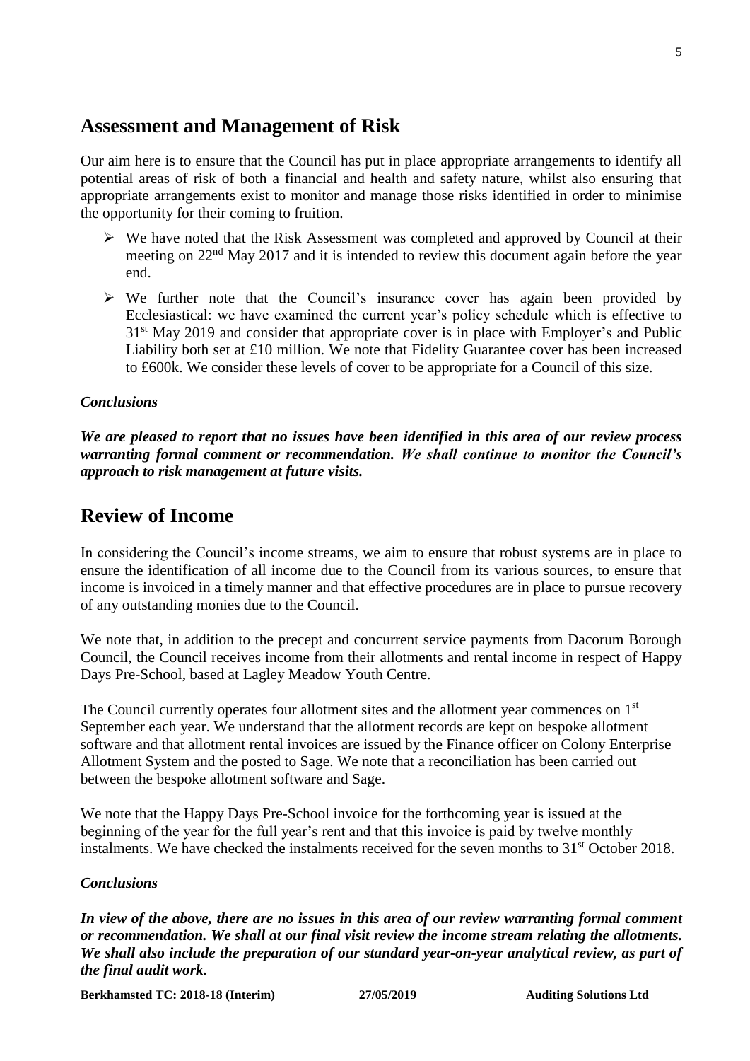## Assessment and Management of Risk

Our aim here is to ensure that the Council has put in place appropriate arrangements to identify all potential areas of risk of both a financial and health and safety nature, whilst also ensuring that appropriate arrangements exist to monitor and manage those risks identified in order to minimise the opportunity for their coming to fruition.

- We have noted that the Risk Assessment was completed and approved by Council at their meeting on 22nd May 2017 and it is intended to review this document again before the year end.
- We further note that the Council's insurance cover has again been provided by Ecclesiastical: we have examined the current year's policy schedule which is effective to 31st May 2019 and consider that appropriate cover is in place with Employer's and Public Liability both set at £10 million. We note that Fidelity Guarantee cover has been increased to £600k. We consider these levels of cover to be appropriate for a Council of this size.

### *Conclusions*

***We are pleased to report that no issues have been identified in this area of our review process warranting formal comment or recommendation. We shall continue to monitor the Council's approach to risk management at future visits.***

## Review of Income

In considering the Council's income streams, we aim to ensure that robust systems are in place to ensure the identification of all income due to the Council from its various sources, to ensure that income is invoiced in a timely manner and that effective procedures are in place to pursue recovery of any outstanding monies due to the Council.

We note that, in addition to the precept and concurrent service payments from Dacorum Borough Council, the Council receives income from their allotments and rental income in respect of Happy Days Pre-School, based at Lagley Meadow Youth Centre.

The Council currently operates four allotment sites and the allotment year commences on 1st September each year. We understand that the allotment records are kept on bespoke allotment software and that allotment rental invoices are issued by the Finance officer on Colony Enterprise Allotment System and the posted to Sage. We note that a reconciliation has been carried out between the bespoke allotment software and Sage.

We note that the Happy Days Pre-School invoice for the forthcoming year is issued at the beginning of the year for the full year's rent and that this invoice is paid by twelve monthly instalments. We have checked the instalments received for the seven months to 31st October 2018.

### *Conclusions*

***In view of the above, there are no issues in this area of our review warranting formal comment or recommendation. We shall at our final visit review the income stream relating the allotments. We shall also include the preparation of our standard year-on-year analytical review, as part of the final audit work.***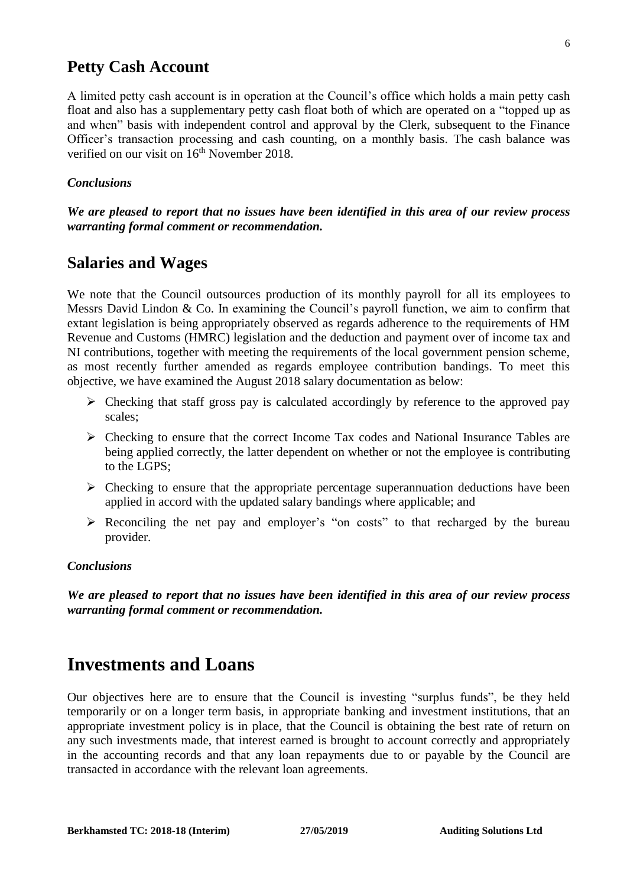## Petty Cash Account

A limited petty cash account is in operation at the Council's office which holds a main petty cash float and also has a supplementary petty cash float both of which are operated on a "topped up as and when" basis with independent control and approval by the Clerk, subsequent to the Finance Officer's transaction processing and cash counting, on a monthly basis. The cash balance was verified on our visit on 16th November 2018.

### *Conclusions*

***We are pleased to report that no issues have been identified in this area of our review process warranting formal comment or recommendation.***

## Salaries and Wages

We note that the Council outsources production of its monthly payroll for all its employees to Messrs David Lindon & Co. In examining the Council's payroll function, we aim to confirm that extant legislation is being appropriately observed as regards adherence to the requirements of HM Revenue and Customs (HMRC) legislation and the deduction and payment over of income tax and NI contributions, together with meeting the requirements of the local government pension scheme, as most recently further amended as regards employee contribution bandings. To meet this objective, we have examined the August 2018 salary documentation as below:

- Checking that staff gross pay is calculated accordingly by reference to the approved pay scales;
- Checking to ensure that the correct Income Tax codes and National Insurance Tables are being applied correctly, the latter dependent on whether or not the employee is contributing to the LGPS;
- Checking to ensure that the appropriate percentage superannuation deductions have been applied in accord with the updated salary bandings where applicable; and
- Reconciling the net pay and employer's "on costs" to that recharged by the bureau provider.

### *Conclusions*

***We are pleased to report that no issues have been identified in this area of our review process warranting formal comment or recommendation.***

# Investments and Loans

Our objectives here are to ensure that the Council is investing "surplus funds", be they held temporarily or on a longer term basis, in appropriate banking and investment institutions, that an appropriate investment policy is in place, that the Council is obtaining the best rate of return on any such investments made, that interest earned is brought to account correctly and appropriately in the accounting records and that any loan repayments due to or payable by the Council are transacted in accordance with the relevant loan agreements.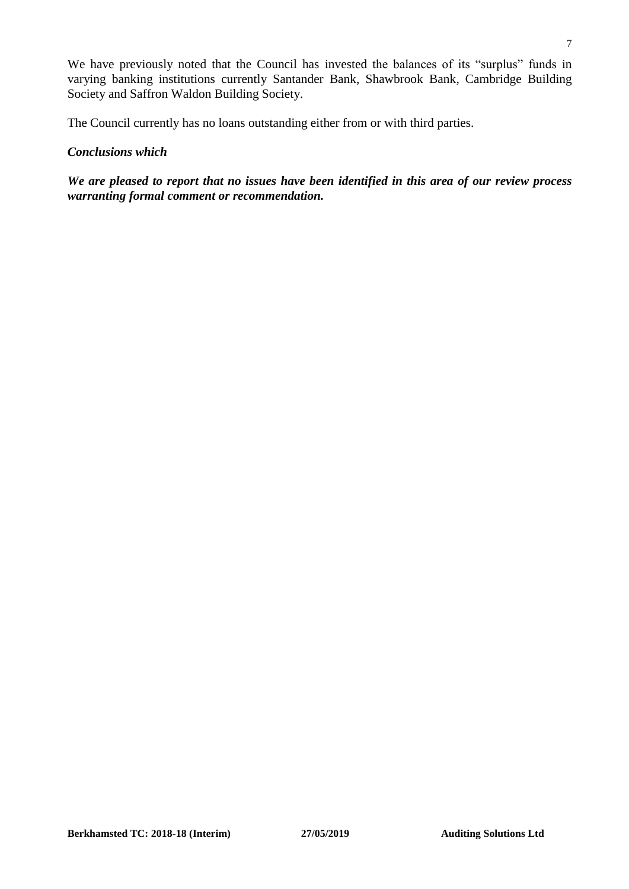We have previously noted that the Council has invested the balances of its "surplus" funds in varying banking institutions currently Santander Bank, Shawbrook Bank, Cambridge Building Society and Saffron Waldon Building Society.

The Council currently has no loans outstanding either from or with third parties.

***Conclusions which***

***We are pleased to report that no issues have been identified in this area of our review process warranting formal comment or recommendation.***